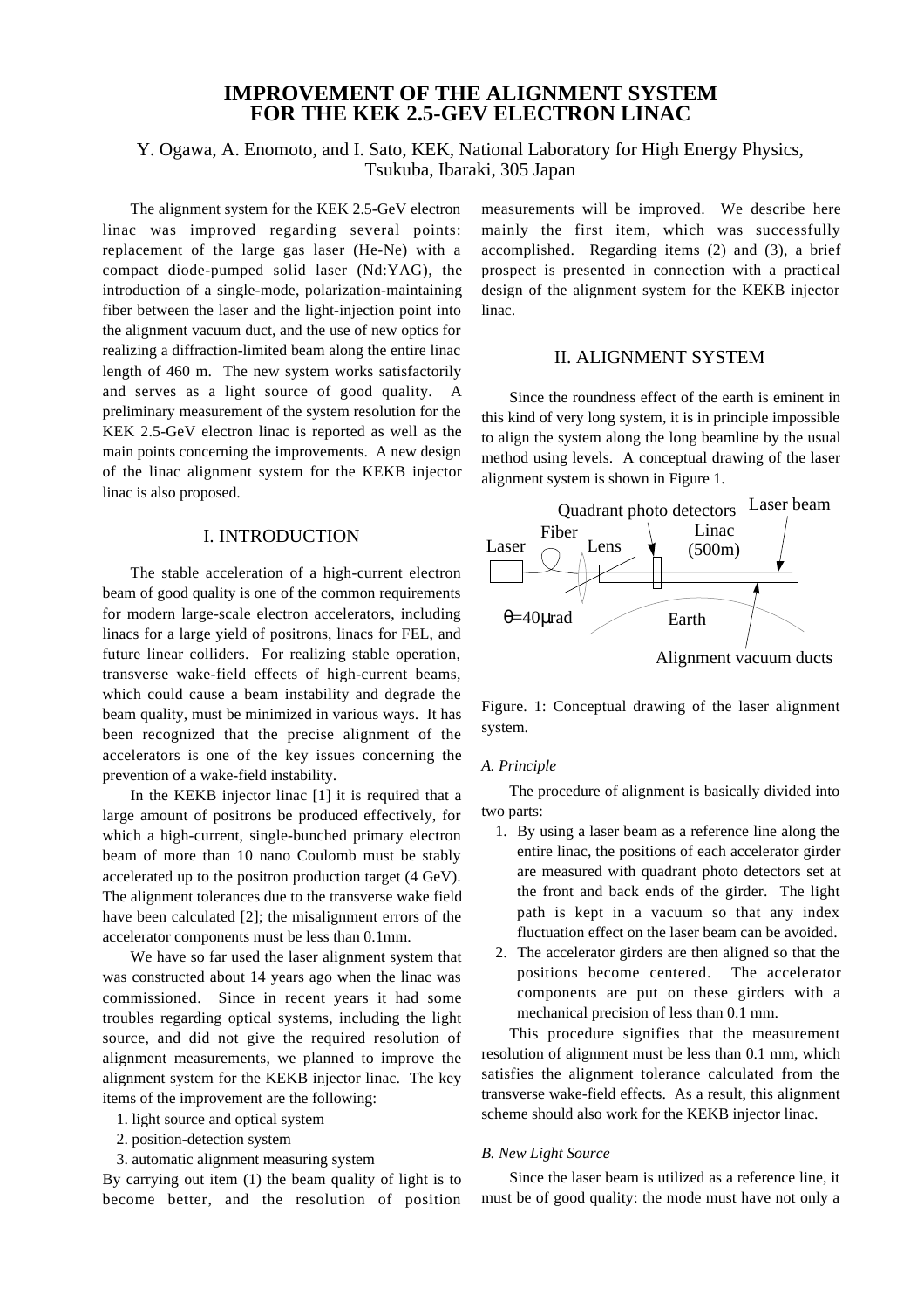# IMPROVEMENT OF THE ALIGNMENT SYSTEM FOR THE KEK 2.5-GEV ELECTRON LINAC

Y. Ogawa, A. Enomoto, and I. Sato, KEK, National Laboratory for High Energy Physics, Tsukuba, Ibaraki, 305 Japan

The alignment system for the KEK 2.5-GeV electron linac was improved regarding several points: replacement of the large gas laser (He-Ne) with a compact diode-pumped solid laser (Nd:YAG), the introduction of a single-mode, polarization-maintaining fiber between the laser and the light-injection point into the alignment vacuum duct, and the use of new optics for realizing a diffraction-limited beam along the entire linac length of 460 m. The new system works satisfactorily and serves as a light source of good quality. A preliminary measurement of the system resolution for the KEK 2.5-GeV electron linac is reported as well as the main points concerning the improvements. A new design of the linac alignment system for the KEKB injector linac is also proposed.

## I. INTRODUCTION

The stable acceleration of a high-current electron beam of good quality is one of the common requirements for modern large-scale electron accelerators, including linacs for a large yield of positrons, linacs for FEL, and future linear colliders. For realizing stable operation, transverse wake-field effects of high-current beams, which could cause a beam instability and degrade the beam quality, must be minimized in various ways. It has been recognized that the precise alignment of the accelerators is one of the key issues concerning the prevention of a wake-field instability.

In the KEKB injector linac [1] it is required that a large amount of positrons be produced effectively, for which a high-current, single-bunched primary electron beam of more than 10 nano Coulomb must be stably accelerated up to the positron production target (4 GeV). The alignment tolerances due to the transverse wake field have been calculated [2]; the misalignment errors of the accelerator components must be less than 0.1mm.

We have so far used the laser alignment system that was constructed about 14 years ago when the linac was commissioned. Since in recent years it had some troubles regarding optical systems, including the light source, and did not give the required resolution of alignment measurements, we planned to improve the alignment system for the KEKB injector linac. The key items of the improvement are the following:

1. light source and optical system
2. position-detection system
3. automatic alignment measuring system

By carrying out item (1) the beam quality of light is to become better, and the resolution of position measurements will be improved. We describe here mainly the first item, which was successfully accomplished. Regarding items (2) and (3), a brief prospect is presented in connection with a practical design of the alignment system for the KEKB injector linac.

## II. ALIGNMENT SYSTEM

Since the roundness effect of the earth is eminent in this kind of very long system, it is in principle impossible to align the system along the long beamline by the usual method using levels. A conceptual drawing of the laser alignment system is shown in Figure 1.

Figure. 1: Conceptual drawing of the laser alignment system.

### A. Principle

The procedure of alignment is basically divided into two parts:

1. By using a laser beam as a reference line along the entire linac, the positions of each accelerator girder are measured with quadrant photo detectors set at the front and back ends of the girder. The light path is kept in a vacuum so that any index fluctuation effect on the laser beam can be avoided.
2. The accelerator girders are then aligned so that the positions become centered. The accelerator components are put on these girders with a mechanical precision of less than 0.1 mm.

This procedure signifies that the measurement resolution of alignment must be less than 0.1 mm, which satisfies the alignment tolerance calculated from the transverse wake-field effects. As a result, this alignment scheme should also work for the KEKB injector linac.

### B. New Light Source

Since the laser beam is utilized as a reference line, it must be of good quality: the mode must have not only a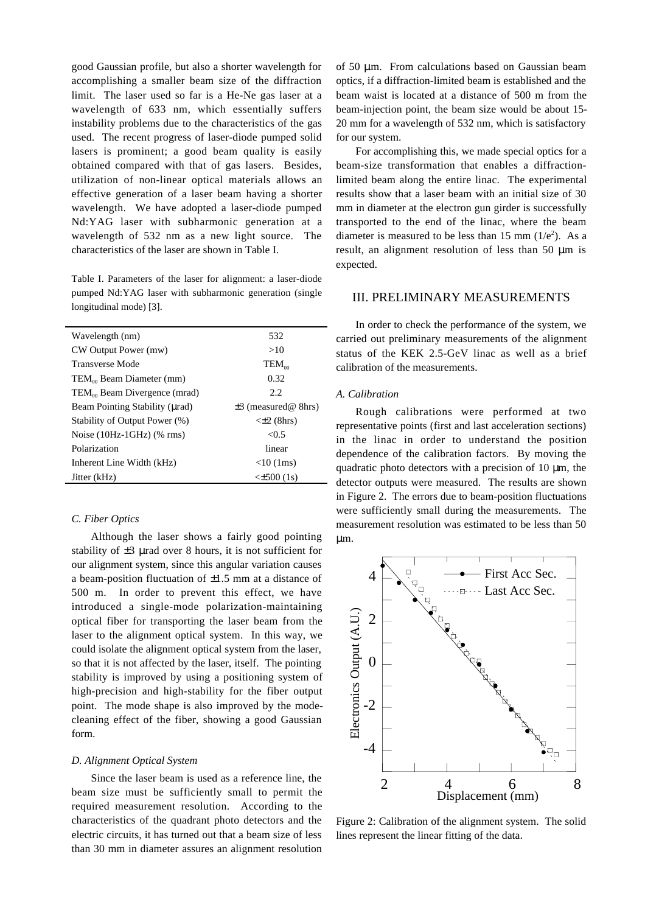good Gaussian profile, but also a shorter wavelength for accomplishing a smaller beam size of the diffraction limit. The laser used so far is a He-Ne gas laser at a wavelength of 633 nm, which essentially suffers instability problems due to the characteristics of the gas used. The recent progress of laser-diode pumped solid lasers is prominent; a good beam quality is easily obtained compared with that of gas lasers. Besides, utilization of non-linear optical materials allows an effective generation of a laser beam having a shorter wavelength. We have adopted a laser-diode pumped Nd:YAG laser with subharmonic generation at a wavelength of 532 nm as a new light source. The characteristics of the laser are shown in Table I.

Table I. Parameters of the laser for alignment: a laser-diode pumped Nd:YAG laser with subharmonic generation (single longitudinal mode) [3].

| | |
|---|---|
| Wavelength (nm) | 532 |
| CW Output Power (mw) | >10 |
| Transverse Mode | $TEM_{00}$ |
| $TEM_{00}$ Beam Diameter (mm) | 0.32 |
| $TEM_{00}$ Beam Divergence (mrad) | 2.2 |
| Beam Pointing Stability (µrad) | ±3 (measured@ 8hrs) |
| Stability of Output Power (%) | <±2 (8hrs) |
| Noise (10Hz-1GHz) (% rms) | <0.5 |
| Polarization | linear |
| Inherent Line Width (kHz) | <10 (1ms) |
| Jitter (kHz) | <±500 (1s) |

### C. Fiber Optics

Although the laser shows a fairly good pointing stability of ±3 µrad over 8 hours, it is not sufficient for our alignment system, since this angular variation causes a beam-position fluctuation of ±1.5 mm at a distance of 500 m. In order to prevent this effect, we have introduced a single-mode polarization-maintaining optical fiber for transporting the laser beam from the laser to the alignment optical system. In this way, we could isolate the alignment optical system from the laser, so that it is not affected by the laser, itself. The pointing stability is improved by using a positioning system of high-precision and high-stability for the fiber output point. The mode shape is also improved by the mode-cleaning effect of the fiber, showing a good Gaussian form.

### D. Alignment Optical System

Since the laser beam is used as a reference line, the beam size must be sufficiently small to permit the required measurement resolution. According to the characteristics of the quadrant photo detectors and the electric circuits, it has turned out that a beam size of less than 30 mm in diameter assures an alignment resolution of 50 µm. From calculations based on Gaussian beam optics, if a diffraction-limited beam is established and the beam waist is located at a distance of 500 m from the beam-injection point, the beam size would be about 15-20 mm for a wavelength of 532 nm, which is satisfactory for our system.

For accomplishing this, we made special optics for a beam-size transformation that enables a diffraction-limited beam along the entire linac. The experimental results show that a laser beam with an initial size of 30 mm in diameter at the electron gun girder is successfully transported to the end of the linac, where the beam diameter is measured to be less than 15 mm ($1/e^2$). As a result, an alignment resolution of less than 50 µm is expected.

## III. PRELIMINARY MEASUREMENTS

In order to check the performance of the system, we carried out preliminary measurements of the alignment status of the KEK 2.5-GeV linac as well as a brief calibration of the measurements.

### A. Calibration

Rough calibrations were performed at two representative points (first and last acceleration sections) in the linac in order to understand the position dependence of the calibration factors. By moving the quadratic photo detectors with a precision of 10 µm, the detector outputs were measured. The results are shown in Figure 2. The errors due to beam-position fluctuations were sufficiently small during the measurements. The measurement resolution was estimated to be less than 50 µm.

Figure 2: Calibration of the alignment system. The solid lines represent the linear fitting of the data.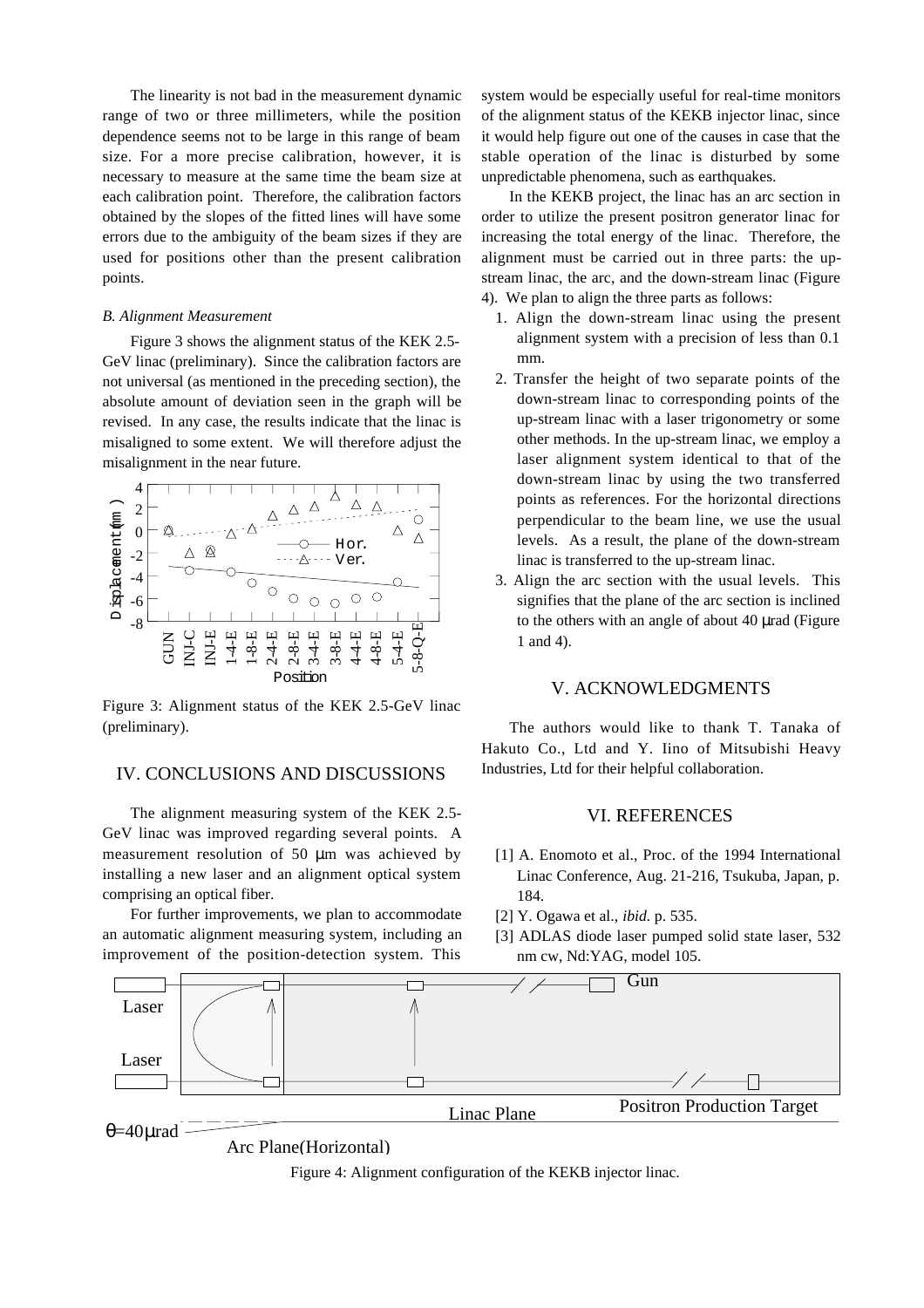The linearity is not bad in the measurement dynamic range of two or three millimeters, while the position dependence seems not to be large in this range of beam size. For a more precise calibration, however, it is necessary to measure at the same time the beam size at each calibration point. Therefore, the calibration factors obtained by the slopes of the fitted lines will have some errors due to the ambiguity of the beam sizes if they are used for positions other than the present calibration points.

*B. Alignment Measurement*

Figure 3 shows the alignment status of the KEK 2.5-GeV linac (preliminary). Since the calibration factors are not universal (as mentioned in the preceding section), the absolute amount of deviation seen in the graph will be revised. In any case, the results indicate that the linac is misaligned to some extent. We will therefore adjust the misalignment in the near future.

Displacement (mm)
4
2
0
-2
-4
-6
-8
Hor.
Ver.
GUN INJ-C INJ-E 1-4-E 1-8-E 2-4-E 2-8-E 3-4-E 3-8-E 4-4-E 4-8-E 5-4-E 5-8-Q-E
Position

Figure 3: Alignment status of the KEK 2.5-GeV linac (preliminary).

## IV. CONCLUSIONS AND DISCUSSIONS

The alignment measuring system of the KEK 2.5-GeV linac was improved regarding several points. A measurement resolution of 50 μm was achieved by installing a new laser and an alignment optical system comprising an optical fiber.

For further improvements, we plan to accommodate an automatic alignment measuring system, including an improvement of the position-detection system. This system would be especially useful for real-time monitors of the alignment status of the KEKB injector linac, since it would help figure out one of the causes in case that the stable operation of the linac is disturbed by some unpredictable phenomena, such as earthquakes.

In the KEKB project, the linac has an arc section in order to utilize the present positron generator linac for increasing the total energy of the linac. Therefore, the alignment must be carried out in three parts: the up-stream linac, the arc, and the down-stream linac (Figure 4). We plan to align the three parts as follows:

1. Align the down-stream linac using the present alignment system with a precision of less than 0.1 mm.
2. Transfer the height of two separate points of the down-stream linac to corresponding points of the up-stream linac with a laser trigonometry or some other methods. In the up-stream linac, we employ a laser alignment system identical to that of the down-stream linac by using the two transferred points as references. For the horizontal directions perpendicular to the beam line, we use the usual levels. As a result, the plane of the down-stream linac is transferred to the up-stream linac.
3. Align the arc section with the usual levels. This signifies that the plane of the arc section is inclined to the others with an angle of about 40 μrad (Figure 1 and 4).

## V. ACKNOWLEDGMENTS

The authors would like to thank T. Tanaka of Hakuto Co., Ltd and Y. Iino of Mitsubishi Heavy Industries, Ltd for their helpful collaboration.

## VI. REFERENCES

[1] A. Enomoto et al., Proc. of the 1994 International Linac Conference, Aug. 21-216, Tsukuba, Japan, p. 184.

[2] Y. Ogawa et al., *ibid.* p. 535.

[3] ADLAS diode laser pumped solid state laser, 532 nm cw, Nd:YAG, model 105.

Laser
Laser
Gun
Linac Plane
Positron Production Target
θ=40μrad
Arc Plane(Horizontal)

Figure 4: Alignment configuration of the KEKB injector linac.